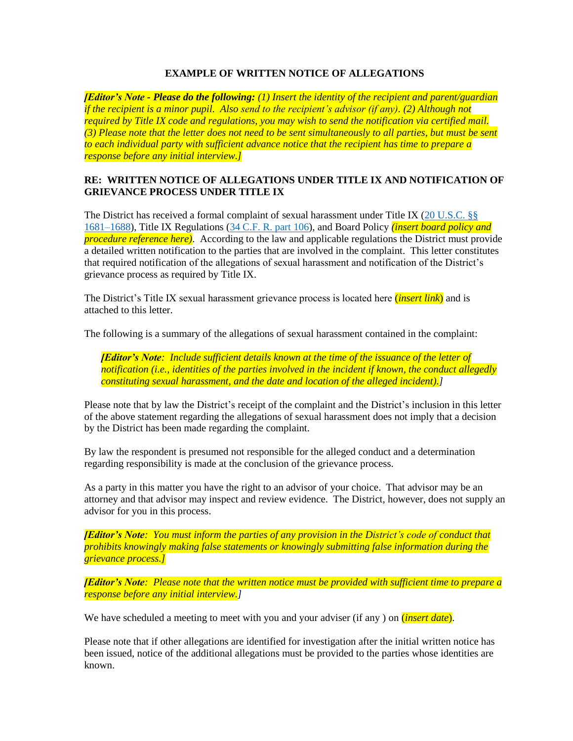**EXAMPLE OF WRITTEN NOTICE OF ALLEGATIONS**

***[Editor's Note - Please do the following:** (1) Insert the identity of the recipient and parent/guardian if the recipient is a minor pupil. Also send to the recipient's advisor (if any). (2) Although not required by Title IX code and regulations, you may wish to send the notification via certified mail. (3) Please note that the letter does not need to be sent simultaneously to all parties, but must be sent to each individual party with sufficient advance notice that the recipient has time to prepare a response before any initial interview.]*

**RE: WRITTEN NOTICE OF ALLEGATIONS UNDER TITLE IX AND NOTIFICATION OF GRIEVANCE PROCESS UNDER TITLE IX**

The District has received a formal complaint of sexual harassment under Title IX (20 U.S.C. §§ 1681–1688), Title IX Regulations (34 C.F. R. part 106), and Board Policy *(insert board policy and procedure reference here)*. According to the law and applicable regulations the District must provide a detailed written notification to the parties that are involved in the complaint. This letter constitutes that required notification of the allegations of sexual harassment and notification of the District's grievance process as required by Title IX.

The District's Title IX sexual harassment grievance process is located here (*insert link*) and is attached to this letter.

The following is a summary of the allegations of sexual harassment contained in the complaint:

> ***[Editor's Note**: Include sufficient details known at the time of the issuance of the letter of notification (i.e., identities of the parties involved in the incident if known, the conduct allegedly constituting sexual harassment, and the date and location of the alleged incident).]*

Please note that by law the District's receipt of the complaint and the District's inclusion in this letter of the above statement regarding the allegations of sexual harassment does not imply that a decision by the District has been made regarding the complaint.

By law the respondent is presumed not responsible for the alleged conduct and a determination regarding responsibility is made at the conclusion of the grievance process.

As a party in this matter you have the right to an advisor of your choice. That advisor may be an attorney and that advisor may inspect and review evidence. The District, however, does not supply an advisor for you in this process.

***[Editor's Note**: You must inform the parties of any provision in the District's code of conduct that prohibits knowingly making false statements or knowingly submitting false information during the grievance process.]*

***[Editor's Note**: Please note that the written notice must be provided with sufficient time to prepare a response before any initial interview.]*

We have scheduled a meeting to meet with you and your adviser (if any ) on (*insert date*).

Please note that if other allegations are identified for investigation after the initial written notice has been issued, notice of the additional allegations must be provided to the parties whose identities are known.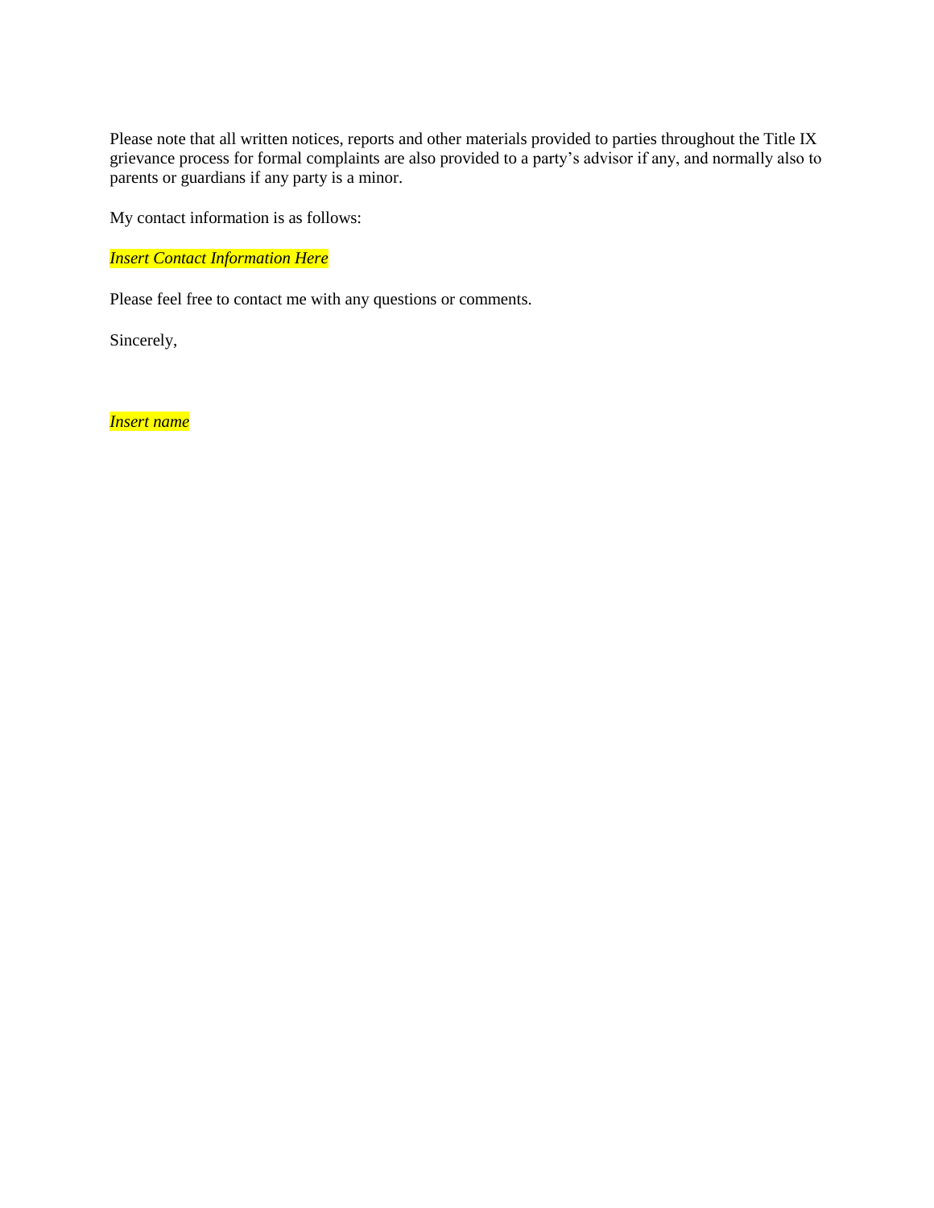Please note that all written notices, reports and other materials provided to parties throughout the Title IX grievance process for formal complaints are also provided to a party's advisor if any, and normally also to parents or guardians if any party is a minor.

My contact information is as follows:

*Insert Contact Information Here*

Please feel free to contact me with any questions or comments.

Sincerely,

*Insert name*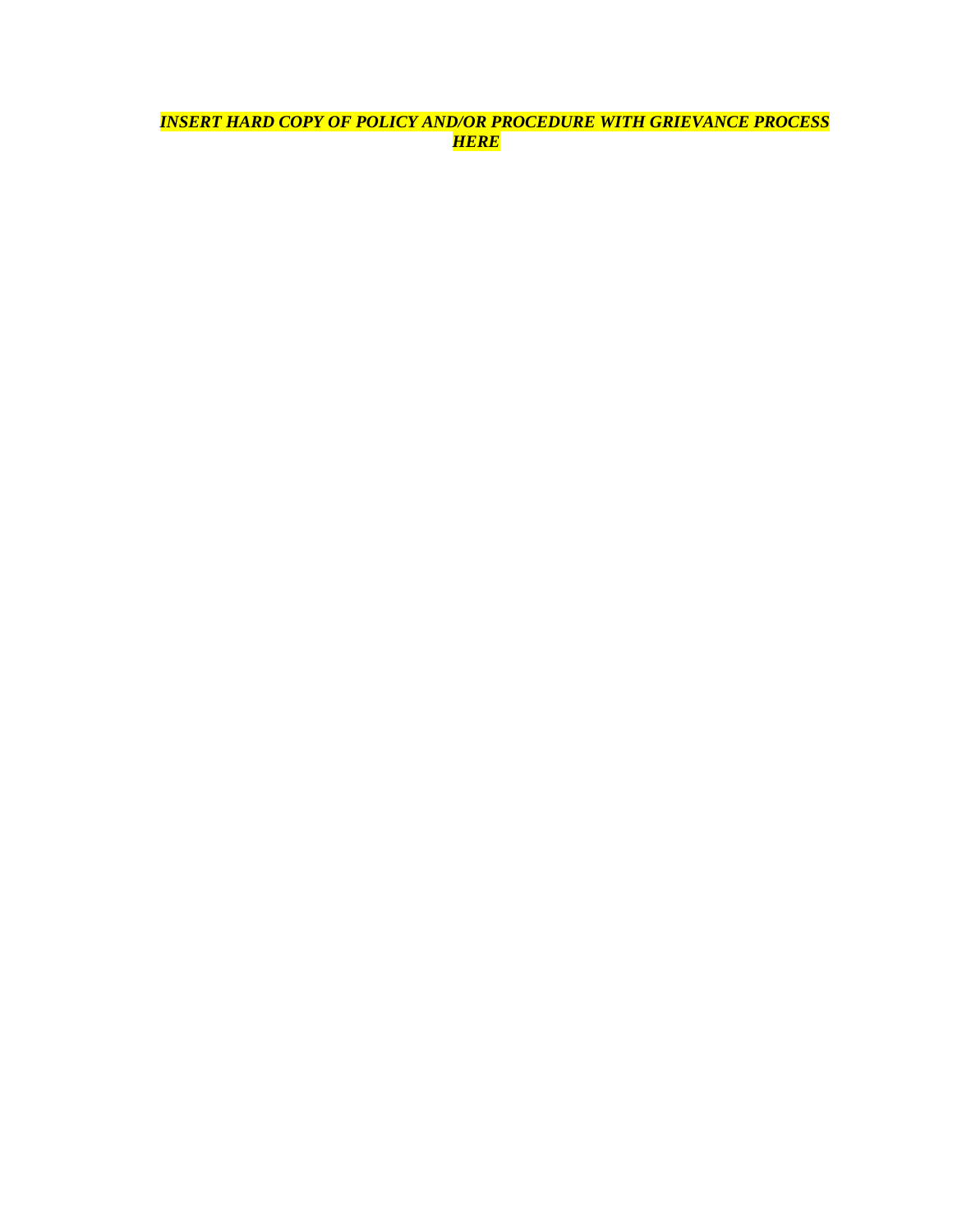***INSERT HARD COPY OF POLICY AND/OR PROCEDURE WITH GRIEVANCE PROCESS HERE***